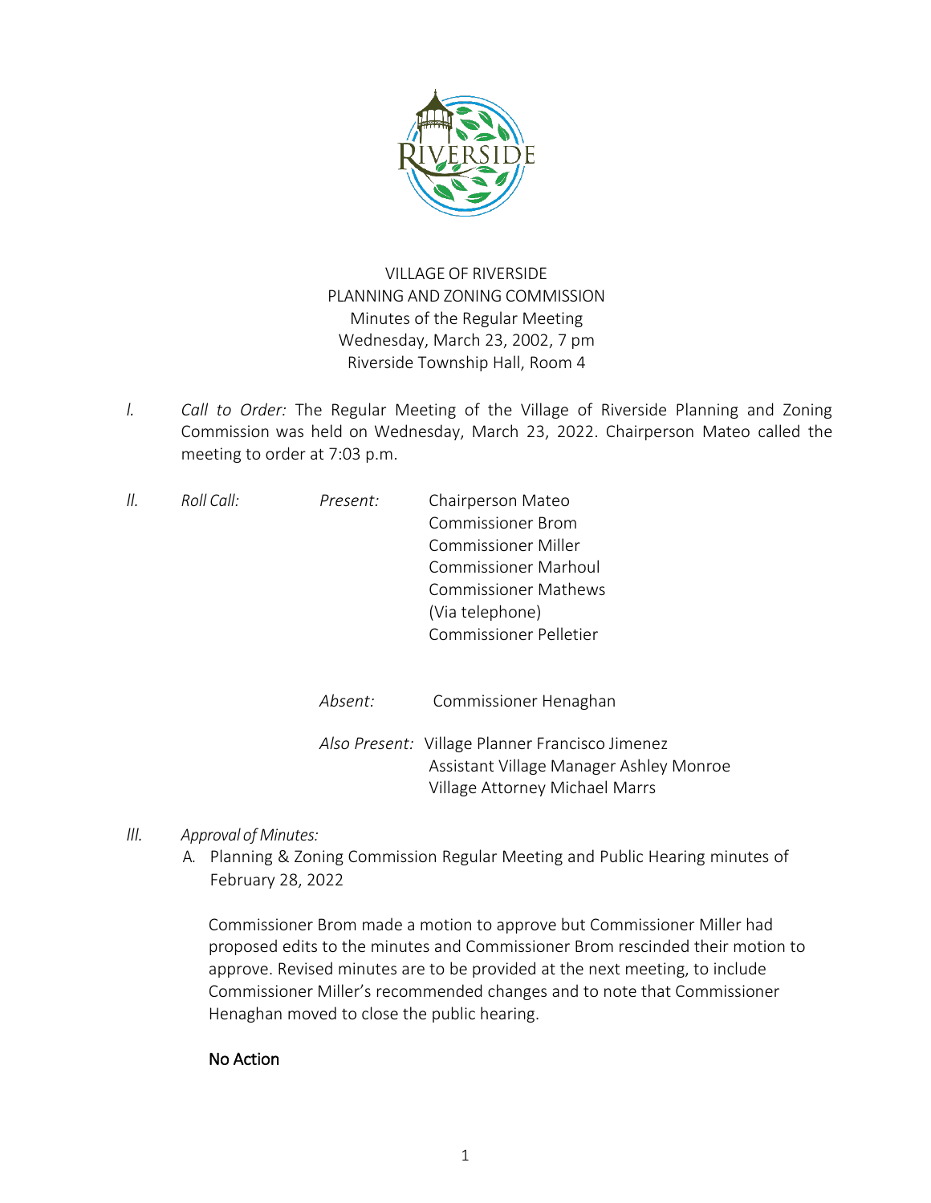VILLAGE OF RIVERSIDE
PLANNING AND ZONING COMMISSION
Minutes of the Regular Meeting
Wednesday, March 23, 2002, 7 pm
Riverside Township Hall, Room 4

I. *Call to Order:* The Regular Meeting of the Village of Riverside Planning and Zoning Commission was held on Wednesday, March 23, 2022. Chairperson Mateo called the meeting to order at 7:03 p.m.

II. *Roll Call:*

*Present:*
Chairperson Mateo
Commissioner Brom
Commissioner Miller
Commissioner Marhoul
Commissioner Mathews (Via telephone)
Commissioner Pelletier

*Absent:* Commissioner Henaghan

*Also Present:* Village Planner Francisco Jimenez
Assistant Village Manager Ashley Monroe
Village Attorney Michael Marrs

III. *Approval of Minutes:*

A. Planning & Zoning Commission Regular Meeting and Public Hearing minutes of February 28, 2022

Commissioner Brom made a motion to approve but Commissioner Miller had proposed edits to the minutes and Commissioner Brom rescinded their motion to approve. Revised minutes are to be provided at the next meeting, to include Commissioner Miller's recommended changes and to note that Commissioner Henaghan moved to close the public hearing.

**No Action**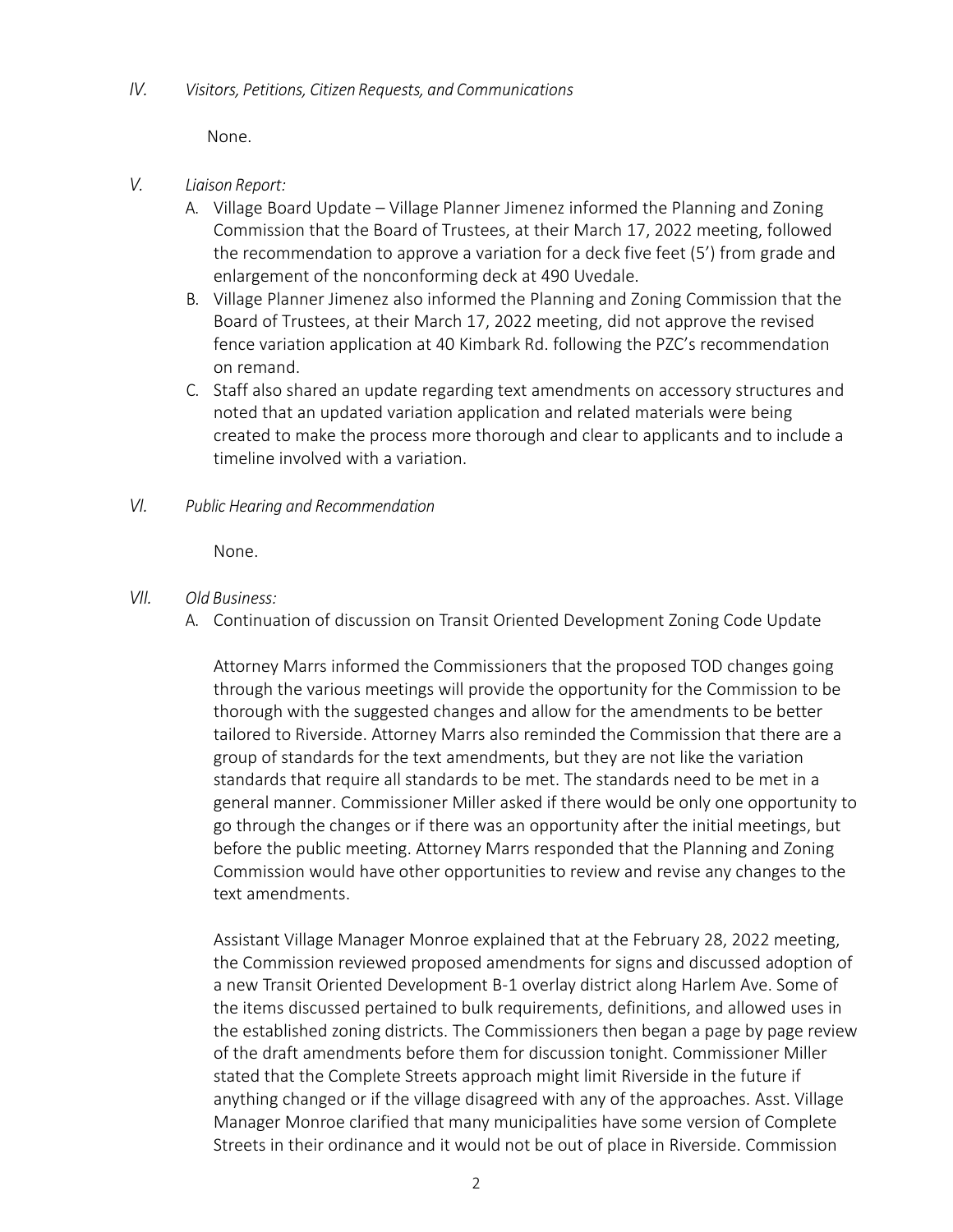*IV. Visitors, Petitions, Citizen Requests, and Communications*

None.

*V. Liaison Report:*

A. Village Board Update – Village Planner Jimenez informed the Planning and Zoning Commission that the Board of Trustees, at their March 17, 2022 meeting, followed the recommendation to approve a variation for a deck five feet (5') from grade and enlargement of the nonconforming deck at 490 Uvedale.

B. Village Planner Jimenez also informed the Planning and Zoning Commission that the Board of Trustees, at their March 17, 2022 meeting, did not approve the revised fence variation application at 40 Kimbark Rd. following the PZC's recommendation on remand.

C. Staff also shared an update regarding text amendments on accessory structures and noted that an updated variation application and related materials were being created to make the process more thorough and clear to applicants and to include a timeline involved with a variation.

*VI. Public Hearing and Recommendation*

None.

*VII. Old Business:*

A. Continuation of discussion on Transit Oriented Development Zoning Code Update

Attorney Marrs informed the Commissioners that the proposed TOD changes going through the various meetings will provide the opportunity for the Commission to be thorough with the suggested changes and allow for the amendments to be better tailored to Riverside. Attorney Marrs also reminded the Commission that there are a group of standards for the text amendments, but they are not like the variation standards that require all standards to be met. The standards need to be met in a general manner. Commissioner Miller asked if there would be only one opportunity to go through the changes or if there was an opportunity after the initial meetings, but before the public meeting. Attorney Marrs responded that the Planning and Zoning Commission would have other opportunities to review and revise any changes to the text amendments.

Assistant Village Manager Monroe explained that at the February 28, 2022 meeting, the Commission reviewed proposed amendments for signs and discussed adoption of a new Transit Oriented Development B-1 overlay district along Harlem Ave. Some of the items discussed pertained to bulk requirements, definitions, and allowed uses in the established zoning districts. The Commissioners then began a page by page review of the draft amendments before them for discussion tonight. Commissioner Miller stated that the Complete Streets approach might limit Riverside in the future if anything changed or if the village disagreed with any of the approaches. Asst. Village Manager Monroe clarified that many municipalities have some version of Complete Streets in their ordinance and it would not be out of place in Riverside. Commission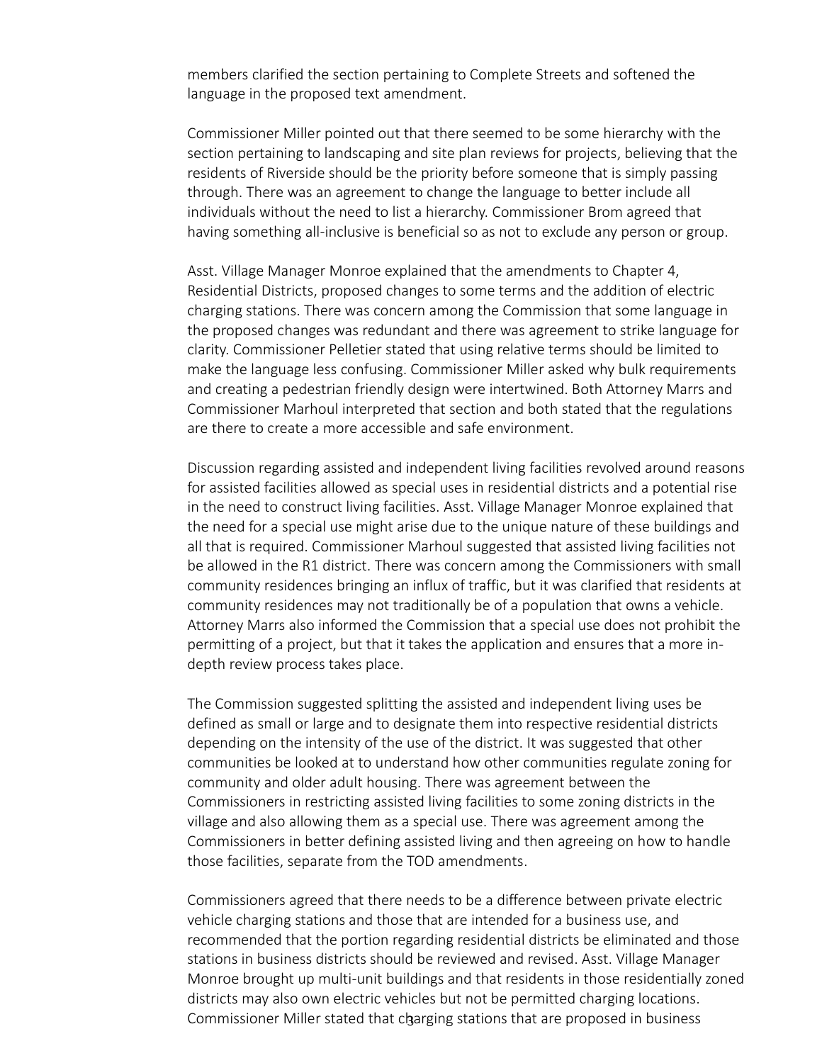members clarified the section pertaining to Complete Streets and softened the language in the proposed text amendment.

Commissioner Miller pointed out that there seemed to be some hierarchy with the section pertaining to landscaping and site plan reviews for projects, believing that the residents of Riverside should be the priority before someone that is simply passing through. There was an agreement to change the language to better include all individuals without the need to list a hierarchy. Commissioner Brom agreed that having something all-inclusive is beneficial so as not to exclude any person or group.

Asst. Village Manager Monroe explained that the amendments to Chapter 4, Residential Districts, proposed changes to some terms and the addition of electric charging stations. There was concern among the Commission that some language in the proposed changes was redundant and there was agreement to strike language for clarity. Commissioner Pelletier stated that using relative terms should be limited to make the language less confusing. Commissioner Miller asked why bulk requirements and creating a pedestrian friendly design were intertwined. Both Attorney Marrs and Commissioner Marhoul interpreted that section and both stated that the regulations are there to create a more accessible and safe environment.

Discussion regarding assisted and independent living facilities revolved around reasons for assisted facilities allowed as special uses in residential districts and a potential rise in the need to construct living facilities. Asst. Village Manager Monroe explained that the need for a special use might arise due to the unique nature of these buildings and all that is required. Commissioner Marhoul suggested that assisted living facilities not be allowed in the R1 district. There was concern among the Commissioners with small community residences bringing an influx of traffic, but it was clarified that residents at community residences may not traditionally be of a population that owns a vehicle. Attorney Marrs also informed the Commission that a special use does not prohibit the permitting of a project, but that it takes the application and ensures that a more in-depth review process takes place.

The Commission suggested splitting the assisted and independent living uses be defined as small or large and to designate them into respective residential districts depending on the intensity of the use of the district. It was suggested that other communities be looked at to understand how other communities regulate zoning for community and older adult housing. There was agreement between the Commissioners in restricting assisted living facilities to some zoning districts in the village and also allowing them as a special use. There was agreement among the Commissioners in better defining assisted living and then agreeing on how to handle those facilities, separate from the TOD amendments.

Commissioners agreed that there needs to be a difference between private electric vehicle charging stations and those that are intended for a business use, and recommended that the portion regarding residential districts be eliminated and those stations in business districts should be reviewed and revised. Asst. Village Manager Monroe brought up multi-unit buildings and that residents in those residentially zoned districts may also own electric vehicles but not be permitted charging locations. Commissioner Miller stated that charging stations that are proposed in business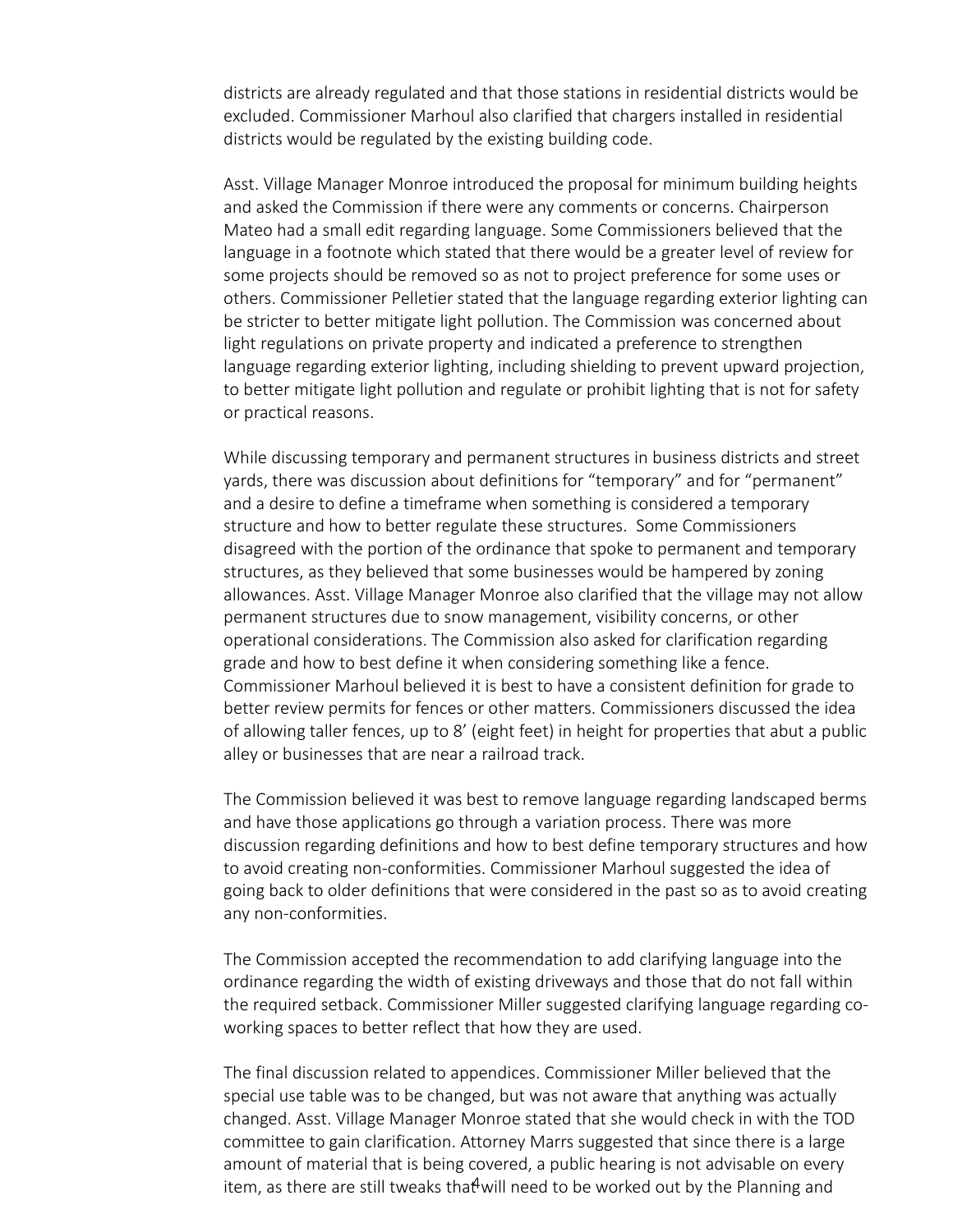districts are already regulated and that those stations in residential districts would be excluded. Commissioner Marhoul also clarified that chargers installed in residential districts would be regulated by the existing building code.

Asst. Village Manager Monroe introduced the proposal for minimum building heights and asked the Commission if there were any comments or concerns. Chairperson Mateo had a small edit regarding language. Some Commissioners believed that the language in a footnote which stated that there would be a greater level of review for some projects should be removed so as not to project preference for some uses or others. Commissioner Pelletier stated that the language regarding exterior lighting can be stricter to better mitigate light pollution. The Commission was concerned about light regulations on private property and indicated a preference to strengthen language regarding exterior lighting, including shielding to prevent upward projection, to better mitigate light pollution and regulate or prohibit lighting that is not for safety or practical reasons.

While discussing temporary and permanent structures in business districts and street yards, there was discussion about definitions for "temporary" and for "permanent" and a desire to define a timeframe when something is considered a temporary structure and how to better regulate these structures. Some Commissioners disagreed with the portion of the ordinance that spoke to permanent and temporary structures, as they believed that some businesses would be hampered by zoning allowances. Asst. Village Manager Monroe also clarified that the village may not allow permanent structures due to snow management, visibility concerns, or other operational considerations. The Commission also asked for clarification regarding grade and how to best define it when considering something like a fence. Commissioner Marhoul believed it is best to have a consistent definition for grade to better review permits for fences or other matters. Commissioners discussed the idea of allowing taller fences, up to 8' (eight feet) in height for properties that abut a public alley or businesses that are near a railroad track.

The Commission believed it was best to remove language regarding landscaped berms and have those applications go through a variation process. There was more discussion regarding definitions and how to best define temporary structures and how to avoid creating non-conformities. Commissioner Marhoul suggested the idea of going back to older definitions that were considered in the past so as to avoid creating any non-conformities.

The Commission accepted the recommendation to add clarifying language into the ordinance regarding the width of existing driveways and those that do not fall within the required setback. Commissioner Miller suggested clarifying language regarding co-working spaces to better reflect that how they are used.

The final discussion related to appendices. Commissioner Miller believed that the special use table was to be changed, but was not aware that anything was actually changed. Asst. Village Manager Monroe stated that she would check in with the TOD committee to gain clarification. Attorney Marrs suggested that since there is a large amount of material that is being covered, a public hearing is not advisable on every item, as there are still tweaks that will need to be worked out by the Planning and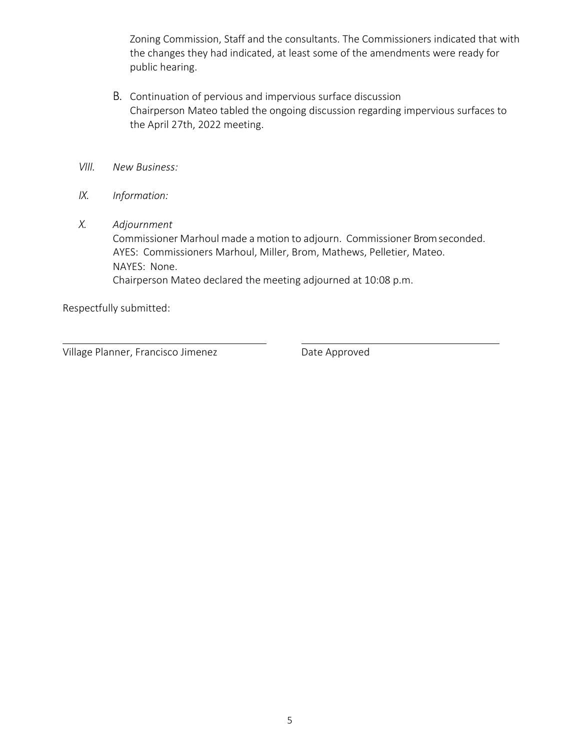Zoning Commission, Staff and the consultants. The Commissioners indicated that with the changes they had indicated, at least some of the amendments were ready for public hearing.

B. Continuation of pervious and impervious surface discussion
Chairperson Mateo tabled the ongoing discussion regarding impervious surfaces to the April 27th, 2022 meeting.

*VIII. New Business:*

*IX. Information:*

*X. Adjournment*

Commissioner Marhoul made a motion to adjourn. Commissioner Brom seconded.
AYES: Commissioners Marhoul, Miller, Brom, Mathews, Pelletier, Mateo.
NAYES: None.
Chairperson Mateo declared the meeting adjourned at 10:08 p.m.

Respectfully submitted:

\_\_\_\_\_\_\_\_\_\_\_\_\_\_\_\_\_\_\_\_\_\_\_\_\_\_\_\_\_\_\_\_ \_\_\_\_\_\_\_\_\_\_\_\_\_\_\_\_\_\_\_\_\_\_\_\_\_\_\_\_\_\_\_\_

Village Planner, Francisco Jimenez        Date Approved